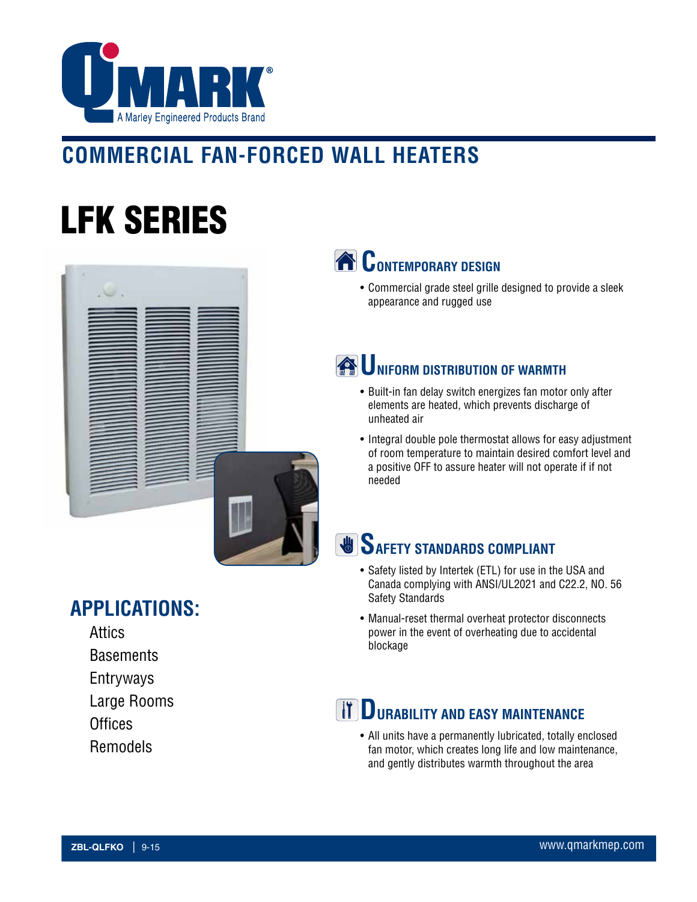QMARK®
A Marley Engineered Products Brand

## COMMERCIAL FAN-FORCED WALL HEATERS

# LFK SERIES

## CONTEMPORARY DESIGN

- Commercial grade steel grille designed to provide a sleek appearance and rugged use

## UNIFORM DISTRIBUTION OF WARMTH

- Built-in fan delay switch energizes fan motor only after elements are heated, which prevents discharge of unheated air
- Integral double pole thermostat allows for easy adjustment of room temperature to maintain desired comfort level and a positive OFF to assure heater will not operate if if not needed

## SAFETY STANDARDS COMPLIANT

- Safety listed by Intertek (ETL) for use in the USA and Canada complying with ANSI/UL2021 and C22.2, NO. 56 Safety Standards
- Manual-reset thermal overheat protector disconnects power in the event of overheating due to accidental blockage

## DURABILITY AND EASY MAINTENANCE

- All units have a permanently lubricated, totally enclosed fan motor, which creates long life and low maintenance, and gently distributes warmth throughout the area

## APPLICATIONS:

Attics
Basements
Entryways
Large Rooms
Offices
Remodels

ZBL-QLFKO | 9-15

www.qmarkmep.com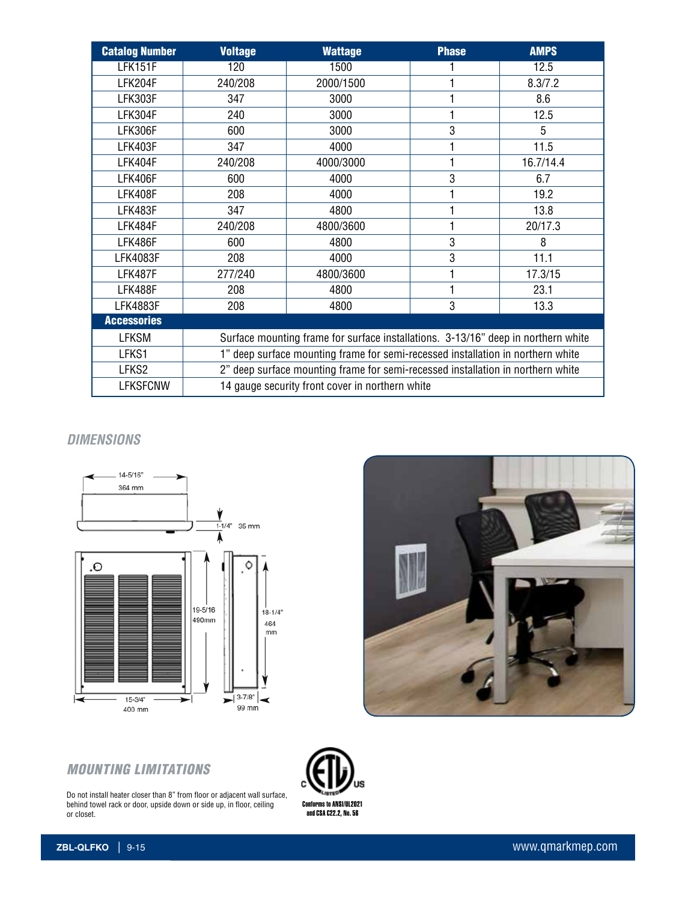| Catalog Number | Voltage | Wattage | Phase | AMPS |
|---|---|---|---|---|
| LFK151F | 120 | 1500 | 1 | 12.5 |
| LFK204F | 240/208 | 2000/1500 | 1 | 8.3/7.2 |
| LFK303F | 347 | 3000 | 1 | 8.6 |
| LFK304F | 240 | 3000 | 1 | 12.5 |
| LFK306F | 600 | 3000 | 3 | 5 |
| LFK403F | 347 | 4000 | 1 | 11.5 |
| LFK404F | 240/208 | 4000/3000 | 1 | 16.7/14.4 |
| LFK406F | 600 | 4000 | 3 | 6.7 |
| LFK408F | 208 | 4000 | 1 | 19.2 |
| LFK483F | 347 | 4800 | 1 | 13.8 |
| LFK484F | 240/208 | 4800/3600 | 1 | 20/17.3 |
| LFK486F | 600 | 4800 | 3 | 8 |
| LFK4083F | 208 | 4000 | 3 | 11.1 |
| LFK487F | 277/240 | 4800/3600 | 1 | 17.3/15 |
| LFK488F | 208 | 4800 | 1 | 23.1 |
| LFK4883F | 208 | 4800 | 3 | 13.3 |

| Accessories | |
|---|---|
| LFKSM | Surface mounting frame for surface installations. 3-13/16" deep in northern white |
| LFKS1 | 1" deep surface mounting frame for semi-recessed installation in northern white |
| LFKS2 | 2" deep surface mounting frame for semi-recessed installation in northern white |
| LFKSFCNW | 14 gauge security front cover in northern white |

## DIMENSIONS

14-5/16"
364 mm

1-1/4" 35 mm

19-5/16
490mm

18-1/4"
464
mm

15-3/4"
400 mm

3-7/8"
99 mm

## MOUNTING LIMITATIONS

Do not install heater closer than 8" from floor or adjacent wall surface, behind towel rack or door, upside down or side up, in floor, ceiling or closet.

Conforms to ANSI/UL2021 and CSA C22.2, No. 56

ZBL-QLFKO | 9-15

www.qmarkmep.com